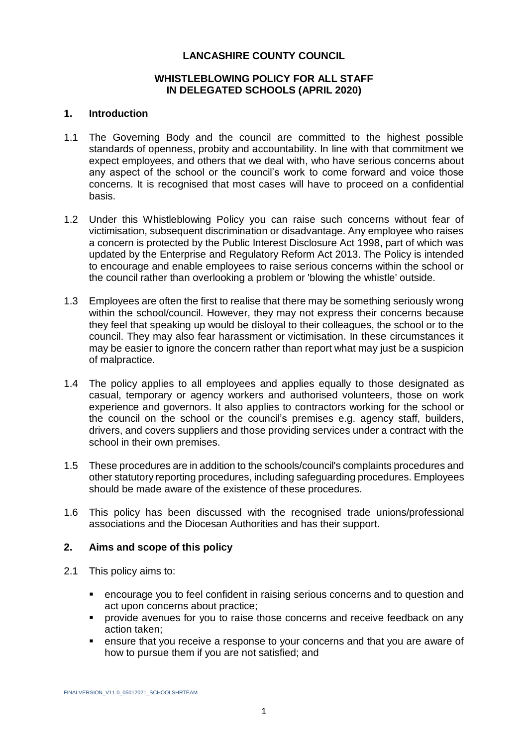# LANCASHIRE COUNTY COUNCIL

## WHISTLEBLOWING POLICY FOR ALL STAFF IN DELEGATED SCHOOLS (APRIL 2020)

### 1. Introduction

1.1 The Governing Body and the council are committed to the highest possible standards of openness, probity and accountability. In line with that commitment we expect employees, and others that we deal with, who have serious concerns about any aspect of the school or the council's work to come forward and voice those concerns. It is recognised that most cases will have to proceed on a confidential basis.

1.2 Under this Whistleblowing Policy you can raise such concerns without fear of victimisation, subsequent discrimination or disadvantage. Any employee who raises a concern is protected by the Public Interest Disclosure Act 1998, part of which was updated by the Enterprise and Regulatory Reform Act 2013. The Policy is intended to encourage and enable employees to raise serious concerns within the school or the council rather than overlooking a problem or 'blowing the whistle' outside.

1.3 Employees are often the first to realise that there may be something seriously wrong within the school/council. However, they may not express their concerns because they feel that speaking up would be disloyal to their colleagues, the school or to the council. They may also fear harassment or victimisation. In these circumstances it may be easier to ignore the concern rather than report what may just be a suspicion of malpractice.

1.4 The policy applies to all employees and applies equally to those designated as casual, temporary or agency workers and authorised volunteers, those on work experience and governors. It also applies to contractors working for the school or the council on the school or the council's premises e.g. agency staff, builders, drivers, and covers suppliers and those providing services under a contract with the school in their own premises.

1.5 These procedures are in addition to the schools/council's complaints procedures and other statutory reporting procedures, including safeguarding procedures. Employees should be made aware of the existence of these procedures.

1.6 This policy has been discussed with the recognised trade unions/professional associations and the Diocesan Authorities and has their support.

### 2. Aims and scope of this policy

2.1 This policy aims to:

- encourage you to feel confident in raising serious concerns and to question and act upon concerns about practice;
- provide avenues for you to raise those concerns and receive feedback on any action taken;
- ensure that you receive a response to your concerns and that you are aware of how to pursue them if you are not satisfied; and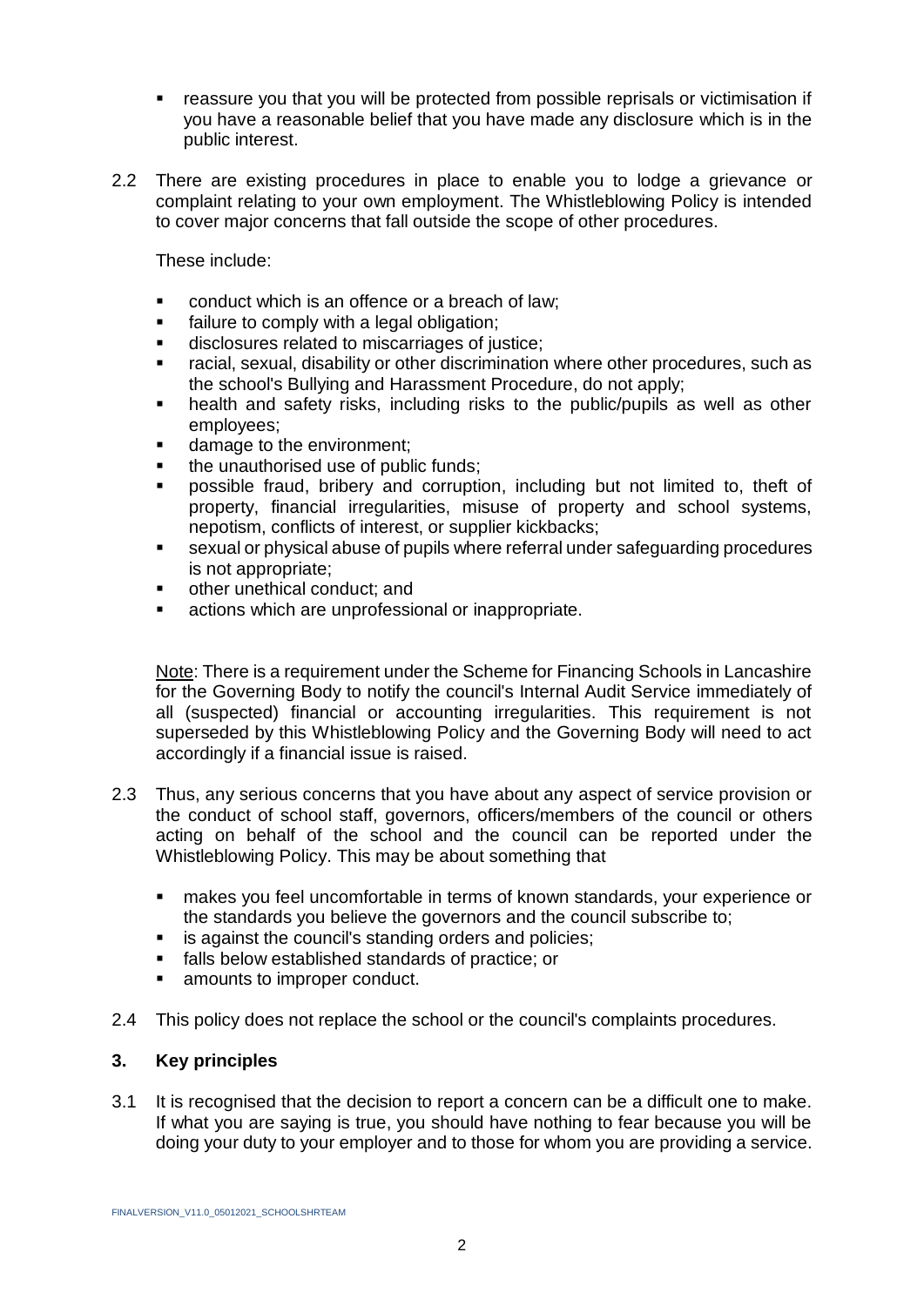- reassure you that you will be protected from possible reprisals or victimisation if you have a reasonable belief that you have made any disclosure which is in the public interest.

2.2 There are existing procedures in place to enable you to lodge a grievance or complaint relating to your own employment. The Whistleblowing Policy is intended to cover major concerns that fall outside the scope of other procedures.

These include:

- conduct which is an offence or a breach of law;
- failure to comply with a legal obligation;
- disclosures related to miscarriages of justice;
- racial, sexual, disability or other discrimination where other procedures, such as the school's Bullying and Harassment Procedure, do not apply;
- health and safety risks, including risks to the public/pupils as well as other employees;
- damage to the environment;
- the unauthorised use of public funds;
- possible fraud, bribery and corruption, including but not limited to, theft of property, financial irregularities, misuse of property and school systems, nepotism, conflicts of interest, or supplier kickbacks;
- sexual or physical abuse of pupils where referral under safeguarding procedures is not appropriate;
- other unethical conduct; and
- actions which are unprofessional or inappropriate.

Note: There is a requirement under the Scheme for Financing Schools in Lancashire for the Governing Body to notify the council's Internal Audit Service immediately of all (suspected) financial or accounting irregularities. This requirement is not superseded by this Whistleblowing Policy and the Governing Body will need to act accordingly if a financial issue is raised.

2.3 Thus, any serious concerns that you have about any aspect of service provision or the conduct of school staff, governors, officers/members of the council or others acting on behalf of the school and the council can be reported under the Whistleblowing Policy. This may be about something that

- makes you feel uncomfortable in terms of known standards, your experience or the standards you believe the governors and the council subscribe to;
- is against the council's standing orders and policies;
- falls below established standards of practice; or
- amounts to improper conduct.

2.4 This policy does not replace the school or the council's complaints procedures.

## 3. Key principles

3.1 It is recognised that the decision to report a concern can be a difficult one to make. If what you are saying is true, you should have nothing to fear because you will be doing your duty to your employer and to those for whom you are providing a service.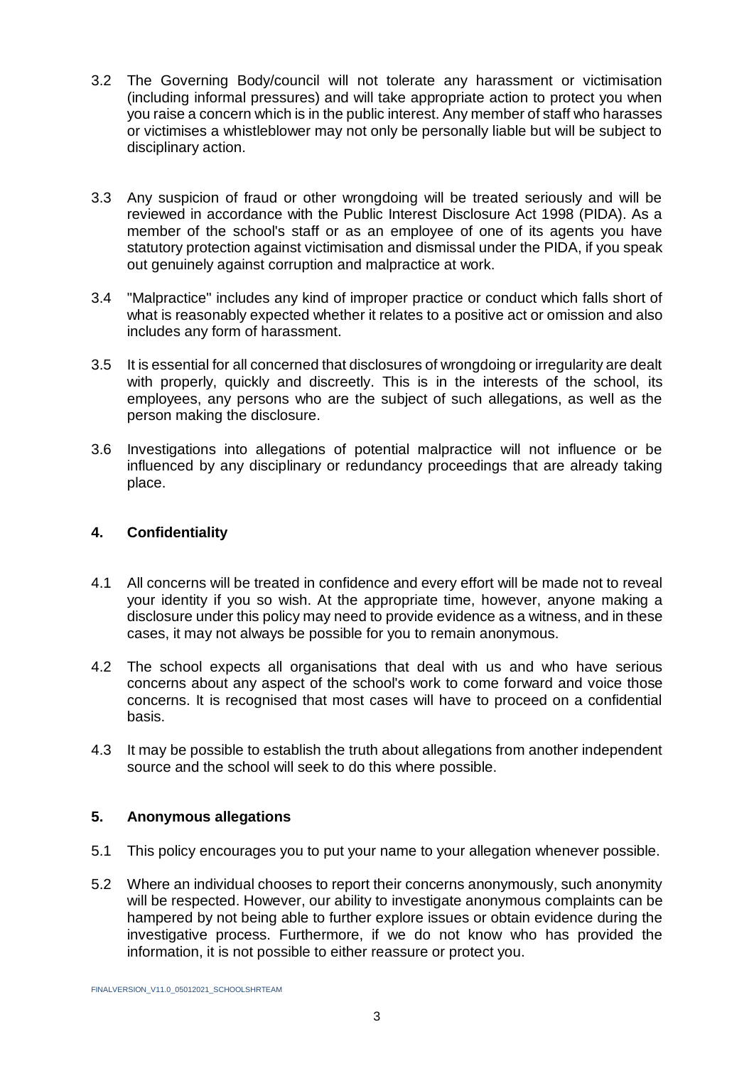3.2 The Governing Body/council will not tolerate any harassment or victimisation (including informal pressures) and will take appropriate action to protect you when you raise a concern which is in the public interest. Any member of staff who harasses or victimises a whistleblower may not only be personally liable but will be subject to disciplinary action.

3.3 Any suspicion of fraud or other wrongdoing will be treated seriously and will be reviewed in accordance with the Public Interest Disclosure Act 1998 (PIDA). As a member of the school's staff or as an employee of one of its agents you have statutory protection against victimisation and dismissal under the PIDA, if you speak out genuinely against corruption and malpractice at work.

3.4 "Malpractice" includes any kind of improper practice or conduct which falls short of what is reasonably expected whether it relates to a positive act or omission and also includes any form of harassment.

3.5 It is essential for all concerned that disclosures of wrongdoing or irregularity are dealt with properly, quickly and discreetly. This is in the interests of the school, its employees, any persons who are the subject of such allegations, as well as the person making the disclosure.

3.6 Investigations into allegations of potential malpractice will not influence or be influenced by any disciplinary or redundancy proceedings that are already taking place.

## 4. Confidentiality

4.1 All concerns will be treated in confidence and every effort will be made not to reveal your identity if you so wish. At the appropriate time, however, anyone making a disclosure under this policy may need to provide evidence as a witness, and in these cases, it may not always be possible for you to remain anonymous.

4.2 The school expects all organisations that deal with us and who have serious concerns about any aspect of the school's work to come forward and voice those concerns. It is recognised that most cases will have to proceed on a confidential basis.

4.3 It may be possible to establish the truth about allegations from another independent source and the school will seek to do this where possible.

## 5. Anonymous allegations

5.1 This policy encourages you to put your name to your allegation whenever possible.

5.2 Where an individual chooses to report their concerns anonymously, such anonymity will be respected. However, our ability to investigate anonymous complaints can be hampered by not being able to further explore issues or obtain evidence during the investigative process. Furthermore, if we do not know who has provided the information, it is not possible to either reassure or protect you.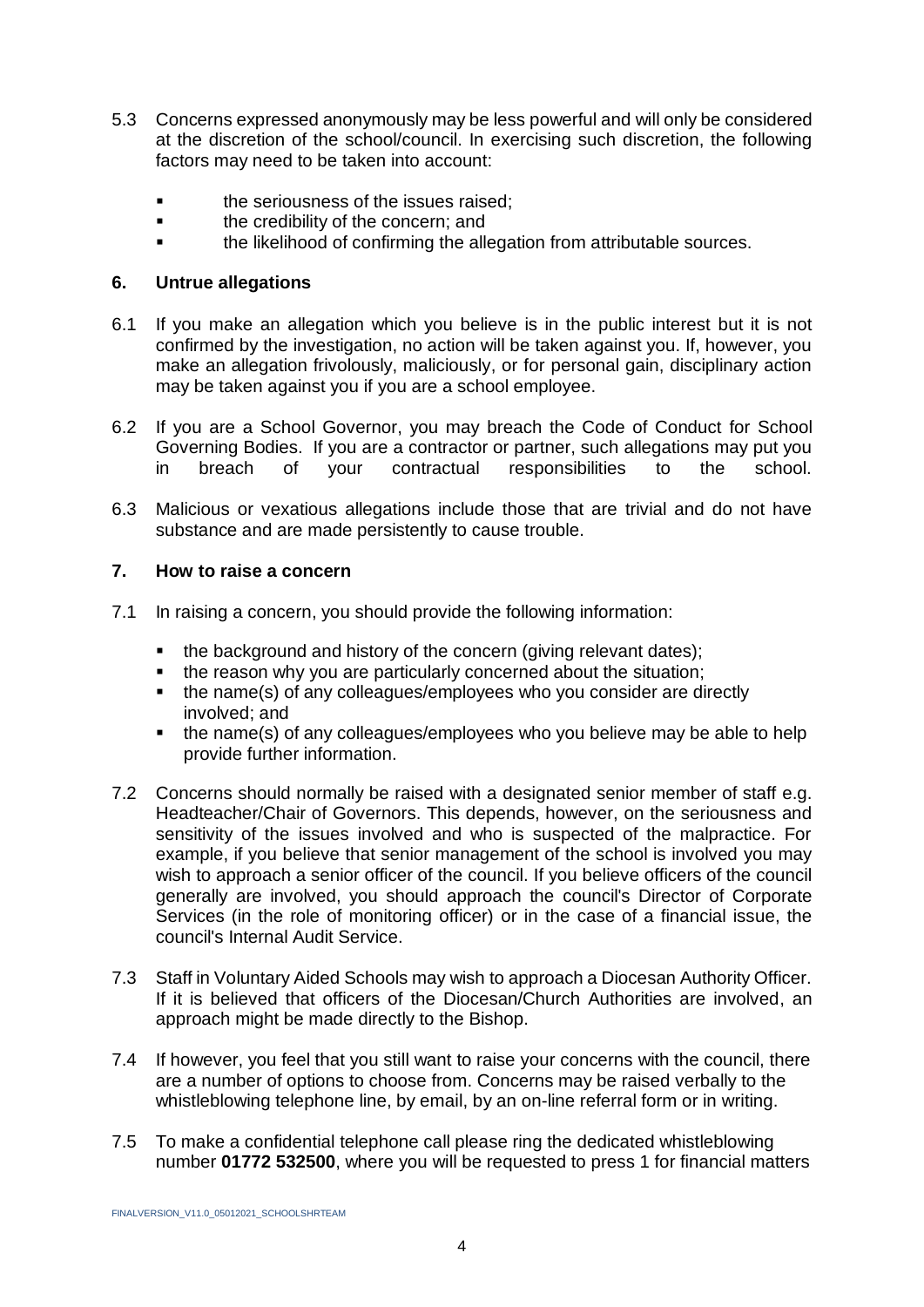5.3 Concerns expressed anonymously may be less powerful and will only be considered at the discretion of the school/council. In exercising such discretion, the following factors may need to be taken into account:

- the seriousness of the issues raised;
- the credibility of the concern; and
- the likelihood of confirming the allegation from attributable sources.

## 6. Untrue allegations

6.1 If you make an allegation which you believe is in the public interest but it is not confirmed by the investigation, no action will be taken against you. If, however, you make an allegation frivolously, maliciously, or for personal gain, disciplinary action may be taken against you if you are a school employee.

6.2 If you are a School Governor, you may breach the Code of Conduct for School Governing Bodies. If you are a contractor or partner, such allegations may put you in breach of your contractual responsibilities to the school.

6.3 Malicious or vexatious allegations include those that are trivial and do not have substance and are made persistently to cause trouble.

## 7. How to raise a concern

7.1 In raising a concern, you should provide the following information:

- the background and history of the concern (giving relevant dates);
- the reason why you are particularly concerned about the situation;
- the name(s) of any colleagues/employees who you consider are directly involved; and
- the name(s) of any colleagues/employees who you believe may be able to help provide further information.

7.2 Concerns should normally be raised with a designated senior member of staff e.g. Headteacher/Chair of Governors. This depends, however, on the seriousness and sensitivity of the issues involved and who is suspected of the malpractice. For example, if you believe that senior management of the school is involved you may wish to approach a senior officer of the council. If you believe officers of the council generally are involved, you should approach the council's Director of Corporate Services (in the role of monitoring officer) or in the case of a financial issue, the council's Internal Audit Service.

7.3 Staff in Voluntary Aided Schools may wish to approach a Diocesan Authority Officer. If it is believed that officers of the Diocesan/Church Authorities are involved, an approach might be made directly to the Bishop.

7.4 If however, you feel that you still want to raise your concerns with the council, there are a number of options to choose from. Concerns may be raised verbally to the whistleblowing telephone line, by email, by an on-line referral form or in writing.

7.5 To make a confidential telephone call please ring the dedicated whistleblowing number **01772 532500**, where you will be requested to press 1 for financial matters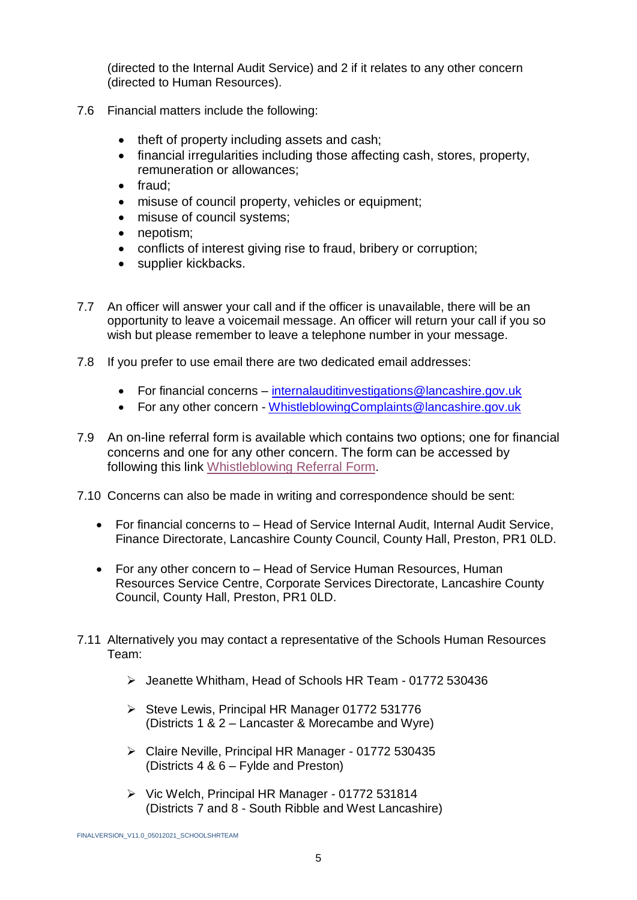(directed to the Internal Audit Service) and 2 if it relates to any other concern (directed to Human Resources).

7.6 Financial matters include the following:

- theft of property including assets and cash;
- financial irregularities including those affecting cash, stores, property, remuneration or allowances;
- fraud;
- misuse of council property, vehicles or equipment;
- misuse of council systems;
- nepotism;
- conflicts of interest giving rise to fraud, bribery or corruption;
- supplier kickbacks.

7.7 An officer will answer your call and if the officer is unavailable, there will be an opportunity to leave a voicemail message. An officer will return your call if you so wish but please remember to leave a telephone number in your message.

7.8 If you prefer to use email there are two dedicated email addresses:

- For financial concerns – internalauditinvestigations@lancashire.gov.uk
- For any other concern - WhistleblowingComplaints@lancashire.gov.uk

7.9 An on-line referral form is available which contains two options; one for financial concerns and one for any other concern. The form can be accessed by following this link Whistleblowing Referral Form.

7.10 Concerns can also be made in writing and correspondence should be sent:

- For financial concerns to – Head of Service Internal Audit, Internal Audit Service, Finance Directorate, Lancashire County Council, County Hall, Preston, PR1 0LD.

- For any other concern to – Head of Service Human Resources, Human Resources Service Centre, Corporate Services Directorate, Lancashire County Council, County Hall, Preston, PR1 0LD.

7.11 Alternatively you may contact a representative of the Schools Human Resources Team:

- Jeanette Whitham, Head of Schools HR Team - 01772 530436

- Steve Lewis, Principal HR Manager 01772 531776 (Districts 1 & 2 – Lancaster & Morecambe and Wyre)

- Claire Neville, Principal HR Manager - 01772 530435 (Districts 4 & 6 – Fylde and Preston)

- Vic Welch, Principal HR Manager - 01772 531814 (Districts 7 and 8 - South Ribble and West Lancashire)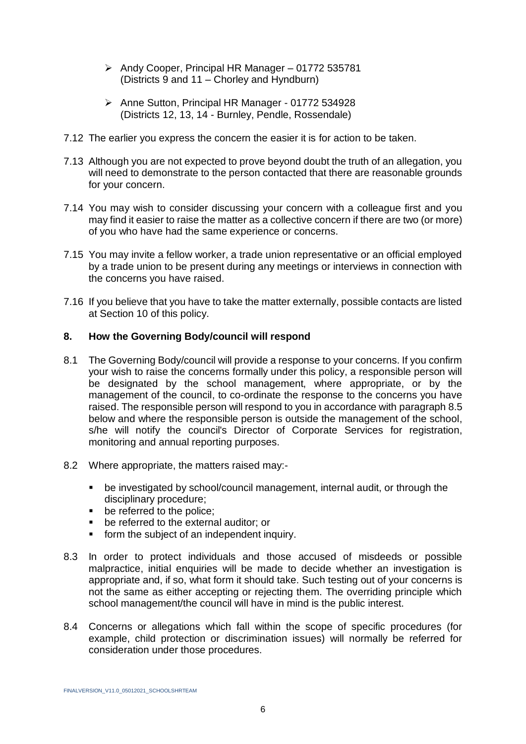- Andy Cooper, Principal HR Manager – 01772 535781 (Districts 9 and 11 – Chorley and Hyndburn)

- Anne Sutton, Principal HR Manager - 01772 534928 (Districts 12, 13, 14 - Burnley, Pendle, Rossendale)

7.12 The earlier you express the concern the easier it is for action to be taken.

7.13 Although you are not expected to prove beyond doubt the truth of an allegation, you will need to demonstrate to the person contacted that there are reasonable grounds for your concern.

7.14 You may wish to consider discussing your concern with a colleague first and you may find it easier to raise the matter as a collective concern if there are two (or more) of you who have had the same experience or concerns.

7.15 You may invite a fellow worker, a trade union representative or an official employed by a trade union to be present during any meetings or interviews in connection with the concerns you have raised.

7.16 If you believe that you have to take the matter externally, possible contacts are listed at Section 10 of this policy.

## 8. How the Governing Body/council will respond

8.1 The Governing Body/council will provide a response to your concerns. If you confirm your wish to raise the concerns formally under this policy, a responsible person will be designated by the school management, where appropriate, or by the management of the council, to co-ordinate the response to the concerns you have raised. The responsible person will respond to you in accordance with paragraph 8.5 below and where the responsible person is outside the management of the school, s/he will notify the council's Director of Corporate Services for registration, monitoring and annual reporting purposes.

8.2 Where appropriate, the matters raised may:-

- be investigated by school/council management, internal audit, or through the disciplinary procedure;
- be referred to the police;
- be referred to the external auditor; or
- form the subject of an independent inquiry.

8.3 In order to protect individuals and those accused of misdeeds or possible malpractice, initial enquiries will be made to decide whether an investigation is appropriate and, if so, what form it should take. Such testing out of your concerns is not the same as either accepting or rejecting them. The overriding principle which school management/the council will have in mind is the public interest.

8.4 Concerns or allegations which fall within the scope of specific procedures (for example, child protection or discrimination issues) will normally be referred for consideration under those procedures.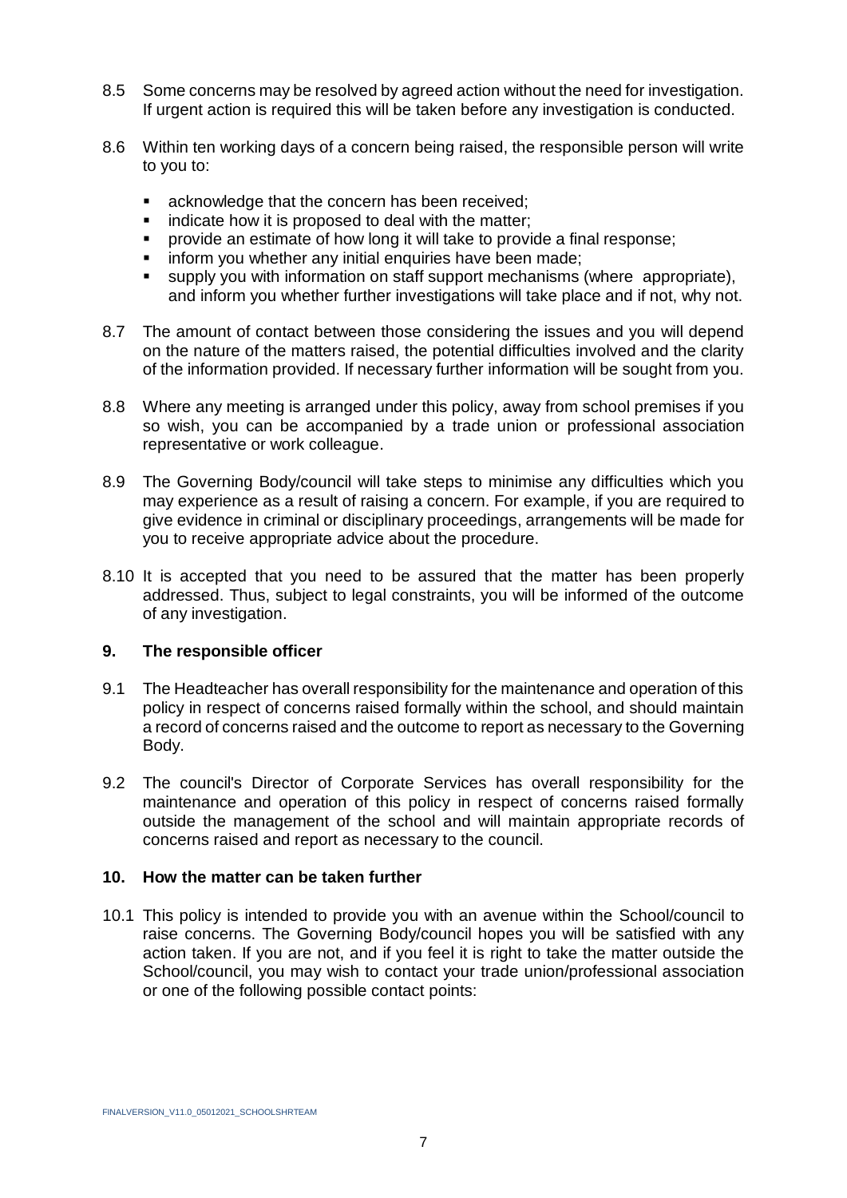8.5 Some concerns may be resolved by agreed action without the need for investigation. If urgent action is required this will be taken before any investigation is conducted.

8.6 Within ten working days of a concern being raised, the responsible person will write to you to:

- acknowledge that the concern has been received;
- indicate how it is proposed to deal with the matter;
- provide an estimate of how long it will take to provide a final response;
- inform you whether any initial enquiries have been made;
- supply you with information on staff support mechanisms (where appropriate), and inform you whether further investigations will take place and if not, why not.

8.7 The amount of contact between those considering the issues and you will depend on the nature of the matters raised, the potential difficulties involved and the clarity of the information provided. If necessary further information will be sought from you.

8.8 Where any meeting is arranged under this policy, away from school premises if you so wish, you can be accompanied by a trade union or professional association representative or work colleague.

8.9 The Governing Body/council will take steps to minimise any difficulties which you may experience as a result of raising a concern. For example, if you are required to give evidence in criminal or disciplinary proceedings, arrangements will be made for you to receive appropriate advice about the procedure.

8.10 It is accepted that you need to be assured that the matter has been properly addressed. Thus, subject to legal constraints, you will be informed of the outcome of any investigation.

## 9. The responsible officer

9.1 The Headteacher has overall responsibility for the maintenance and operation of this policy in respect of concerns raised formally within the school, and should maintain a record of concerns raised and the outcome to report as necessary to the Governing Body.

9.2 The council's Director of Corporate Services has overall responsibility for the maintenance and operation of this policy in respect of concerns raised formally outside the management of the school and will maintain appropriate records of concerns raised and report as necessary to the council.

## 10. How the matter can be taken further

10.1 This policy is intended to provide you with an avenue within the School/council to raise concerns. The Governing Body/council hopes you will be satisfied with any action taken. If you are not, and if you feel it is right to take the matter outside the School/council, you may wish to contact your trade union/professional association or one of the following possible contact points: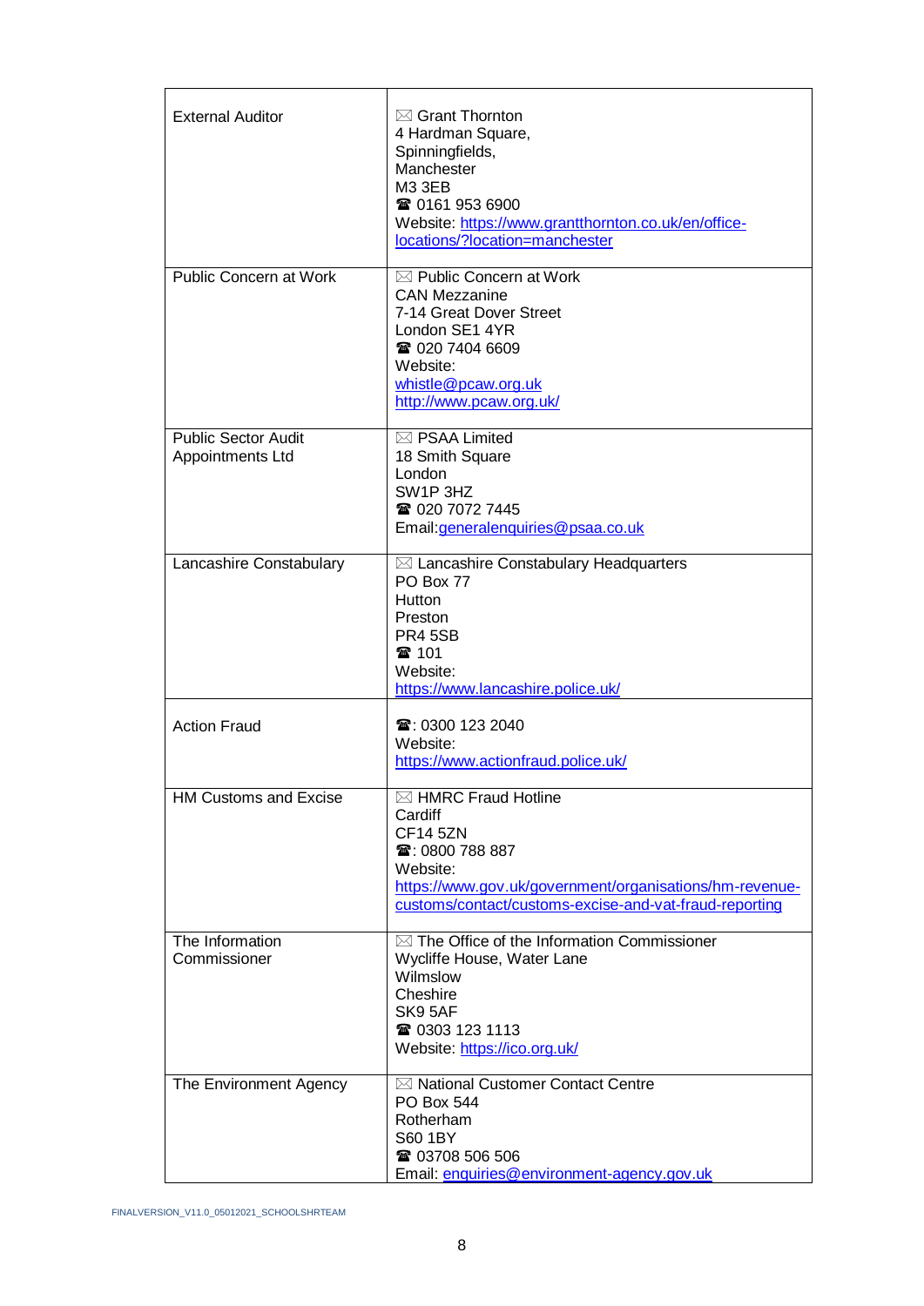| | |
|---|---|
| External Auditor | ✉ Grant Thornton<br>4 Hardman Square,<br>Spinningfields,<br>Manchester<br>M3 3EB<br>☎ 0161 953 6900<br>Website: https://www.grantthornton.co.uk/en/office-locations/?location=manchester |
| Public Concern at Work | ✉ Public Concern at Work<br>CAN Mezzanine<br>7-14 Great Dover Street<br>London SE1 4YR<br>☎ 020 7404 6609<br>Website:<br>whistle@pcaw.org.uk<br>http://www.pcaw.org.uk/ |
| Public Sector Audit Appointments Ltd | ✉ PSAA Limited<br>18 Smith Square<br>London<br>SW1P 3HZ<br>☎ 020 7072 7445<br>Email:generalenquiries@psaa.co.uk |
| Lancashire Constabulary | ✉ Lancashire Constabulary Headquarters<br>PO Box 77<br>Hutton<br>Preston<br>PR4 5SB<br>☎ 101<br>Website:<br>https://www.lancashire.police.uk/ |
| Action Fraud | ☎: 0300 123 2040<br>Website:<br>https://www.actionfraud.police.uk/ |
| HM Customs and Excise | ✉ HMRC Fraud Hotline<br>Cardiff<br>CF14 5ZN<br>☎: 0800 788 887<br>Website:<br>https://www.gov.uk/government/organisations/hm-revenue-customs/contact/customs-excise-and-vat-fraud-reporting |
| The Information Commissioner | ✉ The Office of the Information Commissioner<br>Wycliffe House, Water Lane<br>Wilmslow<br>Cheshire<br>SK9 5AF<br>☎ 0303 123 1113<br>Website: https://ico.org.uk/ |
| The Environment Agency | ✉ National Customer Contact Centre<br>PO Box 544<br>Rotherham<br>S60 1BY<br>☎ 03708 506 506<br>Email: enquiries@environment-agency.gov.uk |

FINALVERSION_V11.0_05012021_SCHOOLSHRTEAM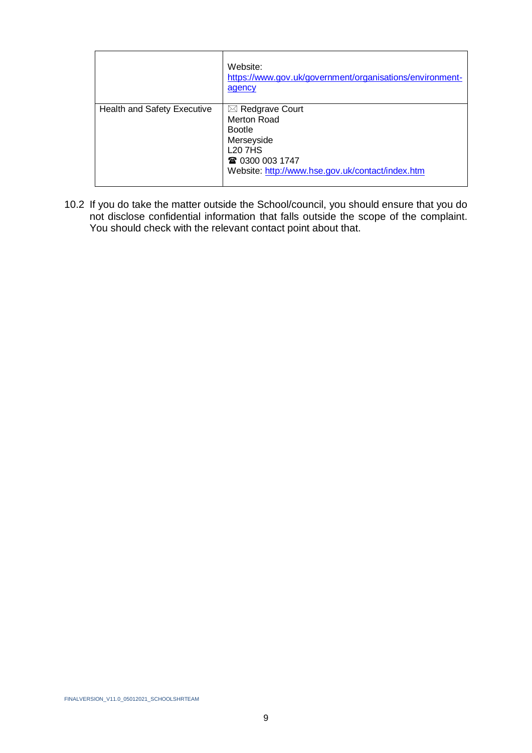| | |
|---|---|
| | Website: https://www.gov.uk/government/organisations/environment-agency |
| Health and Safety Executive | ✉ Redgrave Court<br>Merton Road<br>Bootle<br>Merseyside<br>L20 7HS<br>☎ 0300 003 1747<br>Website: http://www.hse.gov.uk/contact/index.htm |

10.2 If you do take the matter outside the School/council, you should ensure that you do not disclose confidential information that falls outside the scope of the complaint. You should check with the relevant contact point about that.

FINALVERSION_V11.0_05012021_SCHOOLSHRTEAM